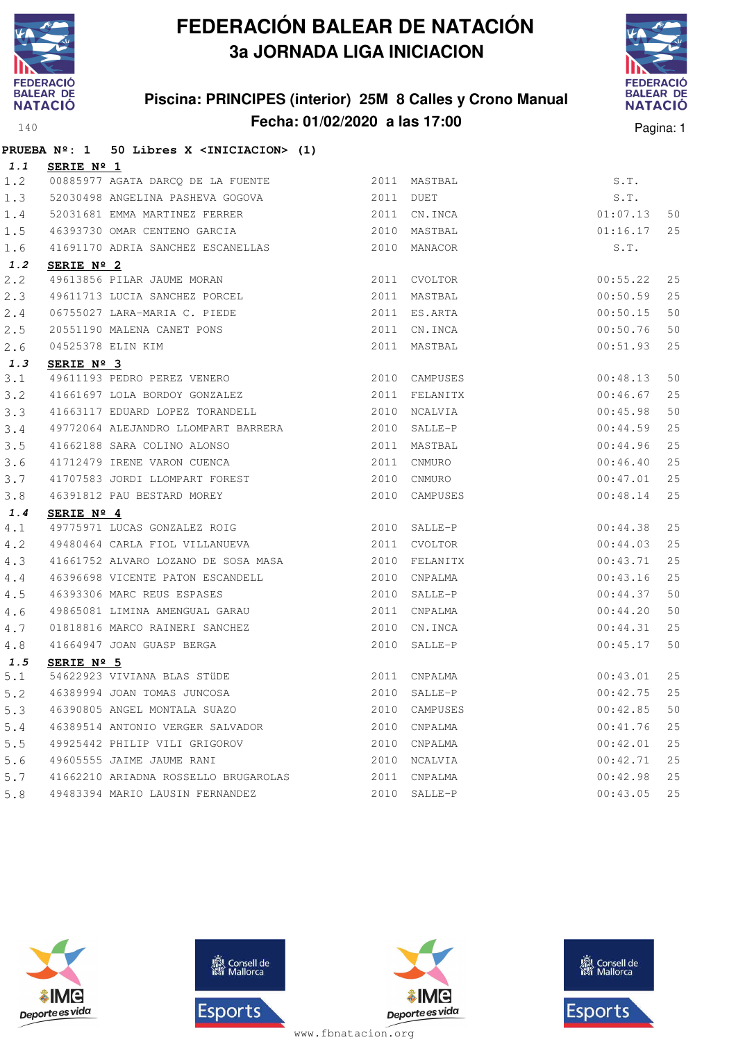# FEDERACIÓN BALEAR DE NATACIÓN

## 3a JORNADA LIGA INICIACION

### Piscina: PRINCIPES (interior) 25M 8 Calles y Crono Manual

### Fecha: 01/02/2020 a las 17:00

140

**PRUEBA Nº: 1 50 Libres X <INICIACION> (1)**

| | | | | | | |
|---|---|---|---|---|---|---|
| ***1.1*** | **SERIE Nº 1** | | | | | |
| 1.2 | 00885977 | AGATA DARCQ DE LA FUENTE | 2011 | MASTBAL | S.T. | |
| 1.3 | 52030498 | ANGELINA PASHEVA GOGOVA | 2011 | DUET | S.T. | |
| 1.4 | 52031681 | EMMA MARTINEZ FERRER | 2011 | CN.INCA | 01:07.13 | 50 |
| 1.5 | 46393730 | OMAR CENTENO GARCIA | 2010 | MASTBAL | 01:16.17 | 25 |
| 1.6 | 41691170 | ADRIA SANCHEZ ESCANELLAS | 2010 | MANACOR | S.T. | |
| ***1.2*** | **SERIE Nº 2** | | | | | |
| 2.2 | 49613856 | PILAR JAUME MORAN | 2011 | CVOLTOR | 00:55.22 | 25 |
| 2.3 | 49611713 | LUCIA SANCHEZ PORCEL | 2011 | MASTBAL | 00:50.59 | 25 |
| 2.4 | 06755027 | LARA-MARIA C. PIEDE | 2011 | ES.ARTA | 00:50.15 | 50 |
| 2.5 | 20551190 | MALENA CANET PONS | 2011 | CN.INCA | 00:50.76 | 50 |
| 2.6 | 04525378 | ELIN KIM | 2011 | MASTBAL | 00:51.93 | 25 |
| ***1.3*** | **SERIE Nº 3** | | | | | |
| 3.1 | 49611193 | PEDRO PEREZ VENERO | 2010 | CAMPUSES | 00:48.13 | 50 |
| 3.2 | 41661697 | LOLA BORDOY GONZALEZ | 2011 | FELANITX | 00:46.67 | 25 |
| 3.3 | 41663117 | EDUARD LOPEZ TORANDELL | 2010 | NCALVIA | 00:45.98 | 50 |
| 3.4 | 49772064 | ALEJANDRO LLOMPART BARRERA | 2010 | SALLE-P | 00:44.59 | 25 |
| 3.5 | 41662188 | SARA COLINO ALONSO | 2011 | MASTBAL | 00:44.96 | 25 |
| 3.6 | 41712479 | IRENE VARON CUENCA | 2011 | CNMURO | 00:46.40 | 25 |
| 3.7 | 41707583 | JORDI LLOMPART FOREST | 2010 | CNMURO | 00:47.01 | 25 |
| 3.8 | 46391812 | PAU BESTARD MOREY | 2010 | CAMPUSES | 00:48.14 | 25 |
| ***1.4*** | **SERIE Nº 4** | | | | | |
| 4.1 | 49775971 | LUCAS GONZALEZ ROIG | 2010 | SALLE-P | 00:44.38 | 25 |
| 4.2 | 49480464 | CARLA FIOL VILLANUEVA | 2011 | CVOLTOR | 00:44.03 | 25 |
| 4.3 | 41661752 | ALVARO LOZANO DE SOSA MASA | 2010 | FELANITX | 00:43.71 | 25 |
| 4.4 | 46396698 | VICENTE PATON ESCANDELL | 2010 | CNPALMA | 00:43.16 | 25 |
| 4.5 | 46393306 | MARC REUS ESPASES | 2010 | SALLE-P | 00:44.37 | 50 |
| 4.6 | 49865081 | LIMINA AMENGUAL GARAU | 2011 | CNPALMA | 00:44.20 | 50 |
| 4.7 | 01818816 | MARCO RAINERI SANCHEZ | 2010 | CN.INCA | 00:44.31 | 25 |
| 4.8 | 41664947 | JOAN GUASP BERGA | 2010 | SALLE-P | 00:45.17 | 50 |
| ***1.5*** | **SERIE Nº 5** | | | | | |
| 5.1 | 54622923 | VIVIANA BLAS STÜDE | 2011 | CNPALMA | 00:43.01 | 25 |
| 5.2 | 46389994 | JOAN TOMAS JUNCOSA | 2010 | SALLE-P | 00:42.75 | 25 |
| 5.3 | 46390805 | ANGEL MONTALA SUAZO | 2010 | CAMPUSES | 00:42.85 | 50 |
| 5.4 | 46389514 | ANTONIO VERGER SALVADOR | 2010 | CNPALMA | 00:41.76 | 25 |
| 5.5 | 49925442 | PHILIP VILI GRIGOROV | 2010 | CNPALMA | 00:42.01 | 25 |
| 5.6 | 49605555 | JAIME JAUME RANI | 2010 | NCALVIA | 00:42.71 | 25 |
| 5.7 | 41662210 | ARIADNA ROSSELLO BRUGAROLAS | 2011 | CNPALMA | 00:42.98 | 25 |
| 5.8 | 49483394 | MARIO LAUSIN FERNANDEZ | 2010 | SALLE-P | 00:43.05 | 25 |

www.fbnatacion.org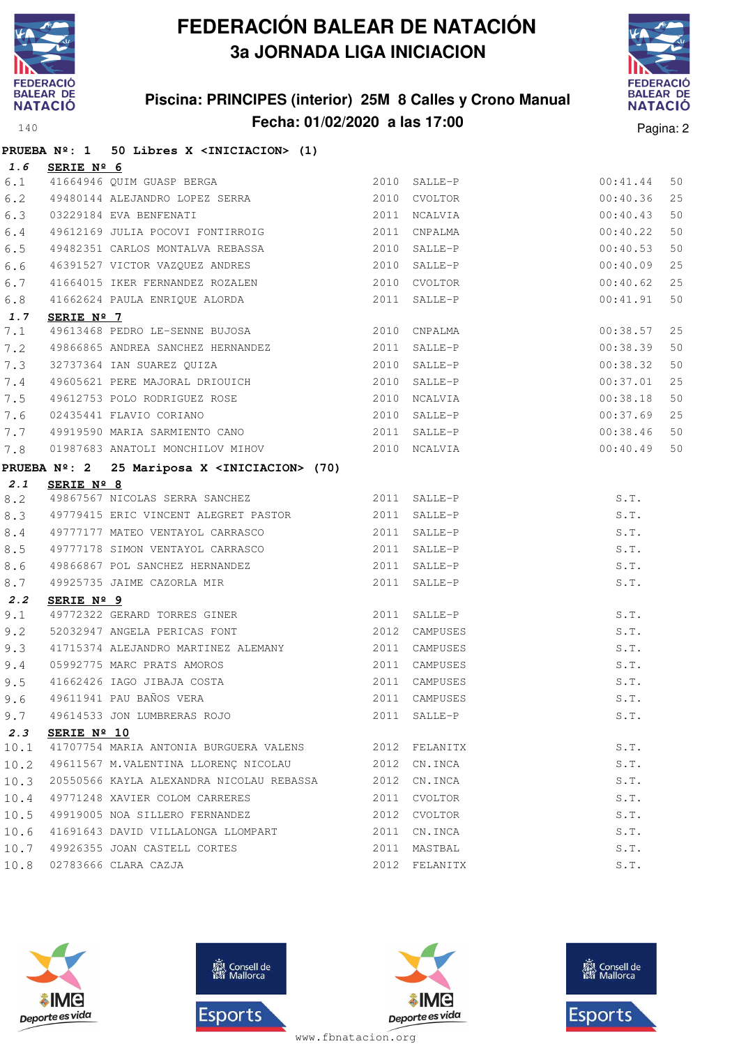# FEDERACIÓN BALEAR DE NATACIÓN

## 3a JORNADA LIGA INICIACION

### Piscina: PRINCIPES (interior) 25M 8 Calles y Crono Manual

### Fecha: 01/02/2020 a las 17:00

**PRUEBA Nº: 1 50 Libres X <INICIACION> (1)**

***1.6*** **SERIE Nº 6**

| | | | | | | |
|---|---|---|---|---|---|---|
| 6.1 | 41664946 | QUIM GUASP BERGA | 2010 | SALLE-P | 00:41.44 | 50 |
| 6.2 | 49480144 | ALEJANDRO LOPEZ SERRA | 2010 | CVOLTOR | 00:40.36 | 25 |
| 6.3 | 03229184 | EVA BENFENATI | 2011 | NCALVIA | 00:40.43 | 50 |
| 6.4 | 49612169 | JULIA POCOVI FONTIRROIG | 2011 | CNPALMA | 00:40.22 | 50 |
| 6.5 | 49482351 | CARLOS MONTALVA REBASSA | 2010 | SALLE-P | 00:40.53 | 50 |
| 6.6 | 46391527 | VICTOR VAZQUEZ ANDRES | 2010 | SALLE-P | 00:40.09 | 25 |
| 6.7 | 41664015 | IKER FERNANDEZ ROZALEN | 2010 | CVOLTOR | 00:40.62 | 25 |
| 6.8 | 41662624 | PAULA ENRIQUE ALORDA | 2011 | SALLE-P | 00:41.91 | 50 |

***1.7*** **SERIE Nº 7**

| | | | | | | |
|---|---|---|---|---|---|---|
| 7.1 | 49613468 | PEDRO LE-SENNE BUJOSA | 2010 | CNPALMA | 00:38.57 | 25 |
| 7.2 | 49866865 | ANDREA SANCHEZ HERNANDEZ | 2011 | SALLE-P | 00:38.39 | 50 |
| 7.3 | 32737364 | IAN SUAREZ QUIZA | 2010 | SALLE-P | 00:38.32 | 50 |
| 7.4 | 49605621 | PERE MAJORAL DRIOUICH | 2010 | SALLE-P | 00:37.01 | 25 |
| 7.5 | 49612753 | POLO RODRIGUEZ ROSE | 2010 | NCALVIA | 00:38.18 | 50 |
| 7.6 | 02435441 | FLAVIO CORIANO | 2010 | SALLE-P | 00:37.69 | 25 |
| 7.7 | 49919590 | MARIA SARMIENTO CANO | 2011 | SALLE-P | 00:38.46 | 50 |
| 7.8 | 01987683 | ANATOLI MONCHILOV MIHOV | 2010 | NCALVIA | 00:40.49 | 50 |

**PRUEBA Nº: 2 25 Mariposa X <INICIACION> (70)**

***2.1*** **SERIE Nº 8**

| | | | | | |
|---|---|---|---|---|---|
| 8.2 | 49867567 | NICOLAS SERRA SANCHEZ | 2011 | SALLE-P | S.T. |
| 8.3 | 49779415 | ERIC VINCENT ALEGRET PASTOR | 2011 | SALLE-P | S.T. |
| 8.4 | 49777177 | MATEO VENTAYOL CARRASCO | 2011 | SALLE-P | S.T. |
| 8.5 | 49777178 | SIMON VENTAYOL CARRASCO | 2011 | SALLE-P | S.T. |
| 8.6 | 49866867 | POL SANCHEZ HERNANDEZ | 2011 | SALLE-P | S.T. |
| 8.7 | 49925735 | JAIME CAZORLA MIR | 2011 | SALLE-P | S.T. |

***2.2*** **SERIE Nº 9**

| | | | | | |
|---|---|---|---|---|---|
| 9.1 | 49772322 | GERARD TORRES GINER | 2011 | SALLE-P | S.T. |
| 9.2 | 52032947 | ANGELA PERICAS FONT | 2012 | CAMPUSES | S.T. |
| 9.3 | 41715374 | ALEJANDRO MARTINEZ ALEMANY | 2011 | CAMPUSES | S.T. |
| 9.4 | 05992775 | MARC PRATS AMOROS | 2011 | CAMPUSES | S.T. |
| 9.5 | 41662426 | IAGO JIBAJA COSTA | 2011 | CAMPUSES | S.T. |
| 9.6 | 49611941 | PAU BAÑOS VERA | 2011 | CAMPUSES | S.T. |
| 9.7 | 49614533 | JON LUMBRERAS ROJO | 2011 | SALLE-P | S.T. |

***2.3*** **SERIE Nº 10**

| | | | | | |
|---|---|---|---|---|---|
| 10.1 | 41707754 | MARIA ANTONIA BURGUERA VALENS | 2012 | FELANITX | S.T. |
| 10.2 | 49611567 | M.VALENTINA LLORENÇ NICOLAU | 2012 | CN.INCA | S.T. |
| 10.3 | 20550566 | KAYLA ALEXANDRA NICOLAU REBASSA | 2012 | CN.INCA | S.T. |
| 10.4 | 49771248 | XAVIER COLOM CARRERES | 2011 | CVOLTOR | S.T. |
| 10.5 | 49919005 | NOA SILLERO FERNANDEZ | 2012 | CVOLTOR | S.T. |
| 10.6 | 41691643 | DAVID VILLALONGA LLOMPART | 2011 | CN.INCA | S.T. |
| 10.7 | 49926355 | JOAN CASTELL CORTES | 2011 | MASTBAL | S.T. |
| 10.8 | 02783666 | CLARA CAZJA | 2012 | FELANITX | S.T. |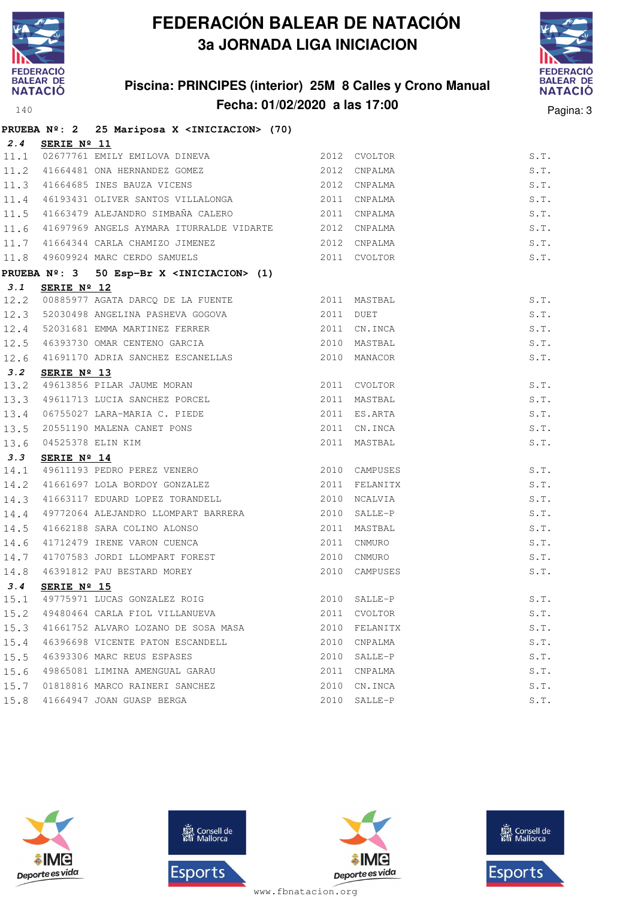# FEDERACIÓN BALEAR DE NATACIÓN

## 3a JORNADA LIGA INICIACION

### Piscina: PRINCIPES (interior) 25M 8 Calles y Crono Manual

### Fecha: 01/02/2020 a las 17:00

**PRUEBA Nº: 2 25 Mariposa X <INICIACION> (70)**

**2.4 SERIE Nº 11**

| | | | | | |
|---|---|---|---|---|---|
| 11.1 | 02677761 | EMILY EMILOVA DINEVA | 2012 | CVOLTOR | S.T. |
| 11.2 | 41664481 | ONA HERNANDEZ GOMEZ | 2012 | CNPALMA | S.T. |
| 11.3 | 41664685 | INES BAUZA VICENS | 2012 | CNPALMA | S.T. |
| 11.4 | 46193431 | OLIVER SANTOS VILLALONGA | 2011 | CNPALMA | S.T. |
| 11.5 | 41663479 | ALEJANDRO SIMBAÑA CALERO | 2011 | CNPALMA | S.T. |
| 11.6 | 41697969 | ANGELS AYMARA ITURRALDE VIDARTE | 2012 | CNPALMA | S.T. |
| 11.7 | 41664344 | CARLA CHAMIZO JIMENEZ | 2012 | CNPALMA | S.T. |
| 11.8 | 49609924 | MARC CERDO SAMUELS | 2011 | CVOLTOR | S.T. |

**PRUEBA Nº: 3 50 Esp-Br X <INICIACION> (1)**

**3.1 SERIE Nº 12**

| | | | | | |
|---|---|---|---|---|---|
| 12.2 | 00885977 | AGATA DARCQ DE LA FUENTE | 2011 | MASTBAL | S.T. |
| 12.3 | 52030498 | ANGELINA PASHEVA GOGOVA | 2011 | DUET | S.T. |
| 12.4 | 52031681 | EMMA MARTINEZ FERRER | 2011 | CN.INCA | S.T. |
| 12.5 | 46393730 | OMAR CENTENO GARCIA | 2010 | MASTBAL | S.T. |
| 12.6 | 41691170 | ADRIA SANCHEZ ESCANELLAS | 2010 | MANACOR | S.T. |

**3.2 SERIE Nº 13**

| | | | | | |
|---|---|---|---|---|---|
| 13.2 | 49613856 | PILAR JAUME MORAN | 2011 | CVOLTOR | S.T. |
| 13.3 | 49611713 | LUCIA SANCHEZ PORCEL | 2011 | MASTBAL | S.T. |
| 13.4 | 06755027 | LARA-MARIA C. PIEDE | 2011 | ES.ARTA | S.T. |
| 13.5 | 20551190 | MALENA CANET PONS | 2011 | CN.INCA | S.T. |
| 13.6 | 04525378 | ELIN KIM | 2011 | MASTBAL | S.T. |

**3.3 SERIE Nº 14**

| | | | | | |
|---|---|---|---|---|---|
| 14.1 | 49611193 | PEDRO PEREZ VENERO | 2010 | CAMPUSES | S.T. |
| 14.2 | 41661697 | LOLA BORDOY GONZALEZ | 2011 | FELANITX | S.T. |
| 14.3 | 41663117 | EDUARD LOPEZ TORANDELL | 2010 | NCALVIA | S.T. |
| 14.4 | 49772064 | ALEJANDRO LLOMPART BARRERA | 2010 | SALLE-P | S.T. |
| 14.5 | 41662188 | SARA COLINO ALONSO | 2011 | MASTBAL | S.T. |
| 14.6 | 41712479 | IRENE VARON CUENCA | 2011 | CNMURO | S.T. |
| 14.7 | 41707583 | JORDI LLOMPART FOREST | 2010 | CNMURO | S.T. |
| 14.8 | 46391812 | PAU BESTARD MOREY | 2010 | CAMPUSES | S.T. |

**3.4 SERIE Nº 15**

| | | | | | |
|---|---|---|---|---|---|
| 15.1 | 49775971 | LUCAS GONZALEZ ROIG | 2010 | SALLE-P | S.T. |
| 15.2 | 49480464 | CARLA FIOL VILLANUEVA | 2011 | CVOLTOR | S.T. |
| 15.3 | 41661752 | ALVARO LOZANO DE SOSA MASA | 2010 | FELANITX | S.T. |
| 15.4 | 46396698 | VICENTE PATON ESCANDELL | 2010 | CNPALMA | S.T. |
| 15.5 | 46393306 | MARC REUS ESPASES | 2010 | SALLE-P | S.T. |
| 15.6 | 49865081 | LIMINA AMENGUAL GARAU | 2011 | CNPALMA | S.T. |
| 15.7 | 01818816 | MARCO RAINERI SANCHEZ | 2010 | CN.INCA | S.T. |
| 15.8 | 41664947 | JOAN GUASP BERGA | 2010 | SALLE-P | S.T. |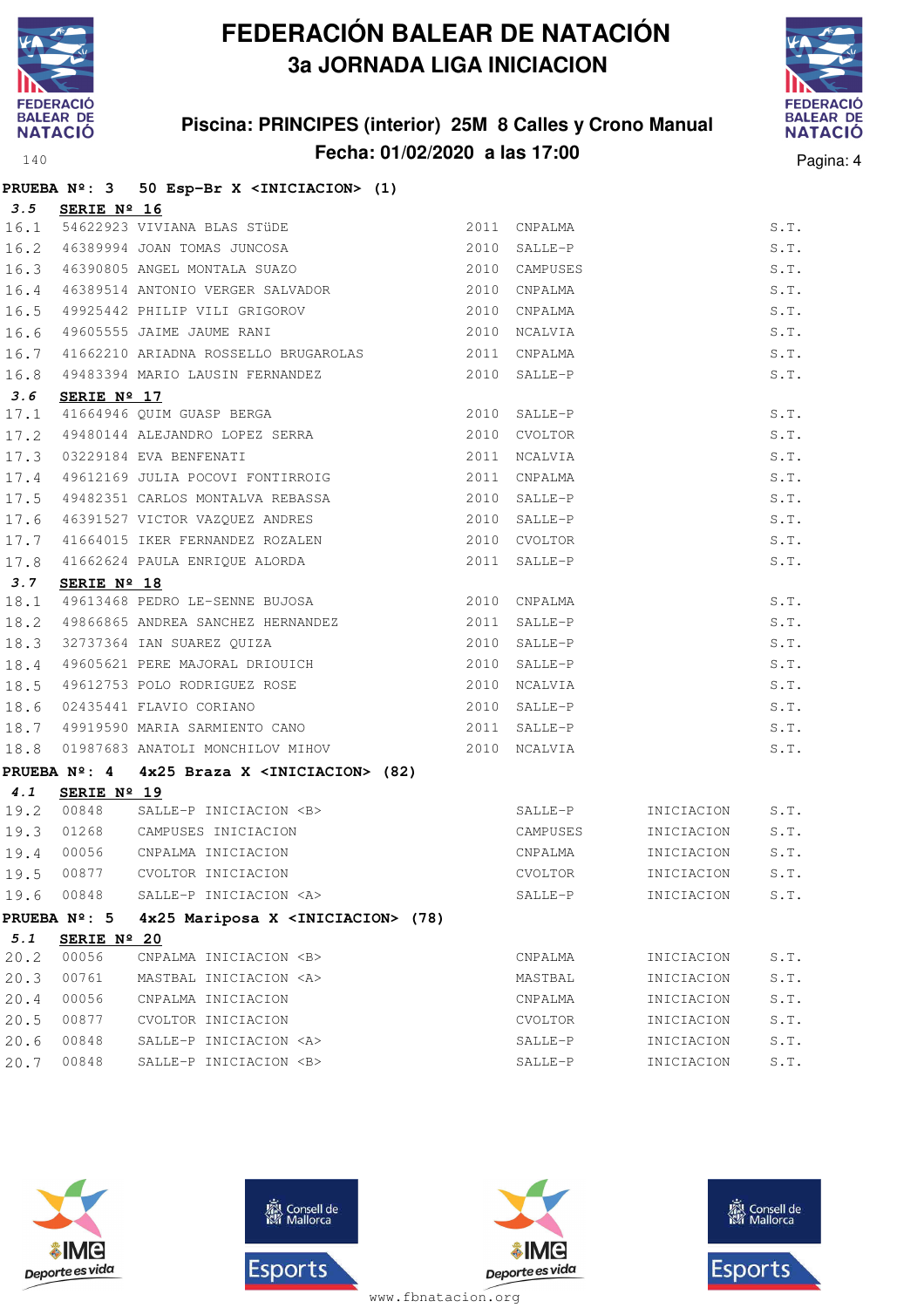# FEDERACIÓN BALEAR DE NATACIÓN

## 3a JORNADA LIGA INICIACION

### Piscina: PRINCIPES (interior) 25M 8 Calles y Crono Manual

### Fecha: 01/02/2020 a las 17:00

**PRUEBA Nº: 3 50 Esp-Br X <INICIACION> (1)**

**3.5 SERIE Nº 16**

| | | | | | |
|---|---|---|---|---|---|
| 16.1 | 54622923 | VIVIANA BLAS STÜDE | 2011 | CNPALMA | S.T. |
| 16.2 | 46389994 | JOAN TOMAS JUNCOSA | 2010 | SALLE-P | S.T. |
| 16.3 | 46390805 | ANGEL MONTALA SUAZO | 2010 | CAMPUSES | S.T. |
| 16.4 | 46389514 | ANTONIO VERGER SALVADOR | 2010 | CNPALMA | S.T. |
| 16.5 | 49925442 | PHILIP VILI GRIGOROV | 2010 | CNPALMA | S.T. |
| 16.6 | 49605555 | JAIME JAUME RANI | 2010 | NCALVIA | S.T. |
| 16.7 | 41662210 | ARIADNA ROSSELLO BRUGAROLAS | 2011 | CNPALMA | S.T. |
| 16.8 | 49483394 | MARIO LAUSIN FERNANDEZ | 2010 | SALLE-P | S.T. |

**3.6 SERIE Nº 17**

| | | | | | |
|---|---|---|---|---|---|
| 17.1 | 41664946 | QUIM GUASP BERGA | 2010 | SALLE-P | S.T. |
| 17.2 | 49480144 | ALEJANDRO LOPEZ SERRA | 2010 | CVOLTOR | S.T. |
| 17.3 | 03229184 | EVA BENFENATI | 2011 | NCALVIA | S.T. |
| 17.4 | 49612169 | JULIA POCOVI FONTIRROIG | 2011 | CNPALMA | S.T. |
| 17.5 | 49482351 | CARLOS MONTALVA REBASSA | 2010 | SALLE-P | S.T. |
| 17.6 | 46391527 | VICTOR VAZQUEZ ANDRES | 2010 | SALLE-P | S.T. |
| 17.7 | 41664015 | IKER FERNANDEZ ROZALEN | 2010 | CVOLTOR | S.T. |
| 17.8 | 41662624 | PAULA ENRIQUE ALORDA | 2011 | SALLE-P | S.T. |

**3.7 SERIE Nº 18**

| | | | | | |
|---|---|---|---|---|---|
| 18.1 | 49613468 | PEDRO LE-SENNE BUJOSA | 2010 | CNPALMA | S.T. |
| 18.2 | 49866865 | ANDREA SANCHEZ HERNANDEZ | 2011 | SALLE-P | S.T. |
| 18.3 | 32737364 | IAN SUAREZ QUIZA | 2010 | SALLE-P | S.T. |
| 18.4 | 49605621 | PERE MAJORAL DRIOUICH | 2010 | SALLE-P | S.T. |
| 18.5 | 49612753 | POLO RODRIGUEZ ROSE | 2010 | NCALVIA | S.T. |
| 18.6 | 02435441 | FLAVIO CORIANO | 2010 | SALLE-P | S.T. |
| 18.7 | 49919590 | MARIA SARMIENTO CANO | 2011 | SALLE-P | S.T. |
| 18.8 | 01987683 | ANATOLI MONCHILOV MIHOV | 2010 | NCALVIA | S.T. |

**PRUEBA Nº: 4 4x25 Braza X <INICIACION> (82)**

**4.1 SERIE Nº 19**

| | | | | | |
|---|---|---|---|---|---|
| 19.2 | 00848 | SALLE-P INICIACION <B> | SALLE-P | INICIACION | S.T. |
| 19.3 | 01268 | CAMPUSES INICIACION | CAMPUSES | INICIACION | S.T. |
| 19.4 | 00056 | CNPALMA INICIACION | CNPALMA | INICIACION | S.T. |
| 19.5 | 00877 | CVOLTOR INICIACION | CVOLTOR | INICIACION | S.T. |
| 19.6 | 00848 | SALLE-P INICIACION <A> | SALLE-P | INICIACION | S.T. |

**PRUEBA Nº: 5 4x25 Mariposa X <INICIACION> (78)**

**5.1 SERIE Nº 20**

| | | | | | |
|---|---|---|---|---|---|
| 20.2 | 00056 | CNPALMA INICIACION <B> | CNPALMA | INICIACION | S.T. |
| 20.3 | 00761 | MASTBAL INICIACION <A> | MASTBAL | INICIACION | S.T. |
| 20.4 | 00056 | CNPALMA INICIACION | CNPALMA | INICIACION | S.T. |
| 20.5 | 00877 | CVOLTOR INICIACION | CVOLTOR | INICIACION | S.T. |
| 20.6 | 00848 | SALLE-P INICIACION <A> | SALLE-P | INICIACION | S.T. |
| 20.7 | 00848 | SALLE-P INICIACION <B> | SALLE-P | INICIACION | S.T. |

www.fbnatacion.org